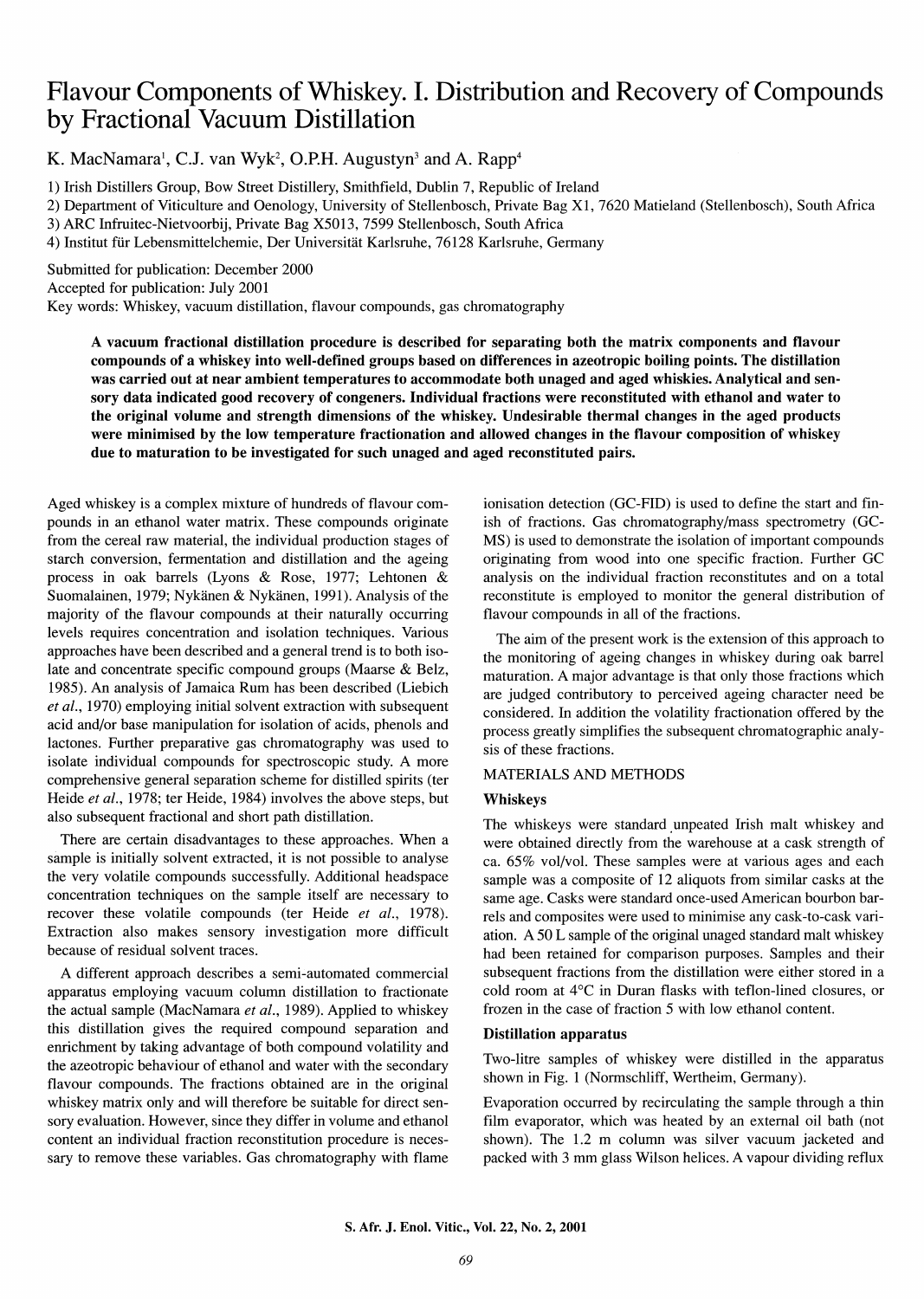# Flavour Components of Whiskey. I. Distribution and Recovery of Compounds by Fractional Vacuum Distillation

K. MacNamara[1], C.J. van Wyk[2], O.P.H. Augustyn[3] and A. Rapp[4]

1) Irish Distillers Group, Bow Street Distillery, Smithfield, Dublin 7, Republic of Ireland
2) Department of Viticulture and Oenology, University of Stellenbosch, Private Bag X1, 7620 Matieland (Stellenbosch), South Africa
3) ARC Infruitec-Nietvoorbij, Private Bag X5013, 7599 Stellenbosch, South Africa
4) Institut für Lebensmittelchemie, Der Universität Karlsruhe, 76128 Karlsruhe, Germany

Submitted for publication: December 2000
Accepted for publication: July 2001
Key words: Whiskey, vacuum distillation, flavour compounds, gas chromatography

**A vacuum fractional distillation procedure is described for separating both the matrix components and flavour compounds of a whiskey into well-defined groups based on differences in azeotropic boiling points. The distillation was carried out at near ambient temperatures to accommodate both unaged and aged whiskies. Analytical and sensory data indicated good recovery of congeners. Individual fractions were reconstituted with ethanol and water to the original volume and strength dimensions of the whiskey. Undesirable thermal changes in the aged products were minimised by the low temperature fractionation and allowed changes in the flavour composition of whiskey due to maturation to be investigated for such unaged and aged reconstituted pairs.**

Aged whiskey is a complex mixture of hundreds of flavour compounds in an ethanol water matrix. These compounds originate from the cereal raw material, the individual production stages of starch conversion, fermentation and distillation and the ageing process in oak barrels (Lyons & Rose, 1977; Lehtonen & Suomalainen, 1979; Nykänen & Nykänen, 1991). Analysis of the majority of the flavour compounds at their naturally occurring levels requires concentration and isolation techniques. Various approaches have been described and a general trend is to both isolate and concentrate specific compound groups (Maarse & Belz, 1985). An analysis of Jamaica Rum has been described (Liebich *et al.*, 1970) employing initial solvent extraction with subsequent acid and/or base manipulation for isolation of acids, phenols and lactones. Further preparative gas chromatography was used to isolate individual compounds for spectroscopic study. A more comprehensive general separation scheme for distilled spirits (ter Heide *et al.*, 1978; ter Heide, 1984) involves the above steps, but also subsequent fractional and short path distillation.

There are certain disadvantages to these approaches. When a sample is initially solvent extracted, it is not possible to analyse the very volatile compounds successfully. Additional headspace concentration techniques on the sample itself are necessary to recover these volatile compounds (ter Heide *et al.*, 1978). Extraction also makes sensory investigation more difficult because of residual solvent traces.

A different approach describes a semi-automated commercial apparatus employing vacuum column distillation to fractionate the actual sample (MacNamara *et al.*, 1989). Applied to whiskey this distillation gives the required compound separation and enrichment by taking advantage of both compound volatility and the azeotropic behaviour of ethanol and water with the secondary flavour compounds. The fractions obtained are in the original whiskey matrix only and will therefore be suitable for direct sensory evaluation. However, since they differ in volume and ethanol content an individual fraction reconstitution procedure is necessary to remove these variables. Gas chromatography with flame ionisation detection (GC-FID) is used to define the start and finish of fractions. Gas chromatography/mass spectrometry (GC-MS) is used to demonstrate the isolation of important compounds originating from wood into one specific fraction. Further GC analysis on the individual fraction reconstitutes and on a total reconstitute is employed to monitor the general distribution of flavour compounds in all of the fractions.

The aim of the present work is the extension of this approach to the monitoring of ageing changes in whiskey during oak barrel maturation. A major advantage is that only those fractions which are judged contributory to perceived ageing character need be considered. In addition the volatility fractionation offered by the process greatly simplifies the subsequent chromatographic analysis of these fractions.

## MATERIALS AND METHODS

### Whiskeys

The whiskeys were standard unpeated Irish malt whiskey and were obtained directly from the warehouse at a cask strength of ca. 65% vol/vol. These samples were at various ages and each sample was a composite of 12 aliquots from similar casks at the same age. Casks were standard once-used American bourbon barrels and composites were used to minimise any cask-to-cask variation. A 50 L sample of the original unaged standard malt whiskey had been retained for comparison purposes. Samples and their subsequent fractions from the distillation were either stored in a cold room at 4°C in Duran flasks with teflon-lined closures, or frozen in the case of fraction 5 with low ethanol content.

### Distillation apparatus

Two-litre samples of whiskey were distilled in the apparatus shown in Fig. 1 (Normschliff, Wertheim, Germany).

Evaporation occurred by recirculating the sample through a thin film evaporator, which was heated by an external oil bath (not shown). The 1.2 m column was silver vacuum jacketed and packed with 3 mm glass Wilson helices. A vapour dividing reflux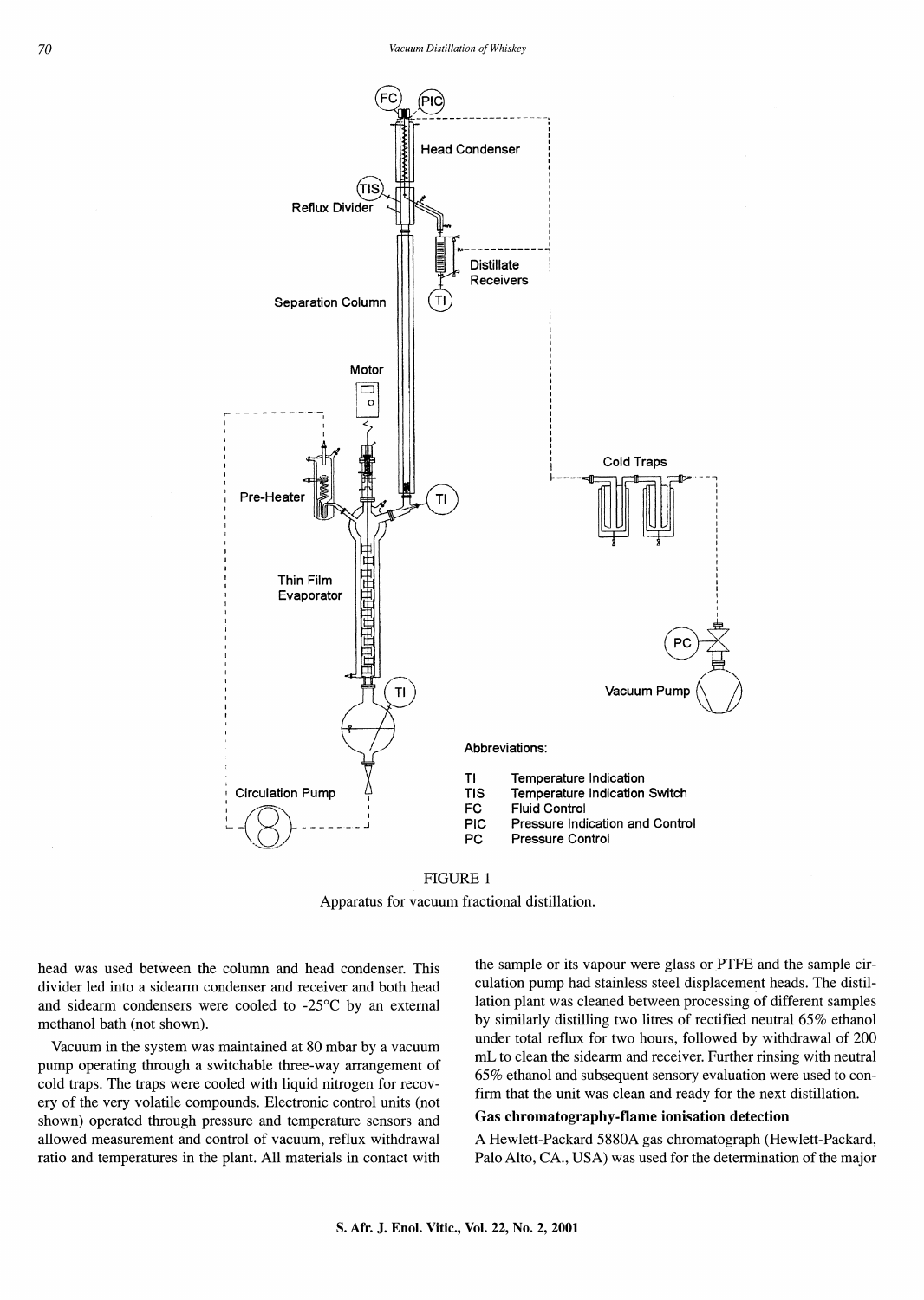FIGURE 1

Apparatus for vacuum fractional distillation.

head was used between the column and head condenser. This divider led into a sidearm condenser and receiver and both head and sidearm condensers were cooled to -25°C by an external methanol bath (not shown).

Vacuum in the system was maintained at 80 mbar by a vacuum pump operating through a switchable three-way arrangement of cold traps. The traps were cooled with liquid nitrogen for recovery of the very volatile compounds. Electronic control units (not shown) operated through pressure and temperature sensors and allowed measurement and control of vacuum, reflux withdrawal ratio and temperatures in the plant. All materials in contact with the sample or its vapour were glass or PTFE and the sample circulation pump had stainless steel displacement heads. The distillation plant was cleaned between processing of different samples by similarly distilling two litres of rectified neutral 65% ethanol under total reflux for two hours, followed by withdrawal of 200 mL to clean the sidearm and receiver. Further rinsing with neutral 65% ethanol and subsequent sensory evaluation were used to confirm that the unit was clean and ready for the next distillation.

### Gas chromatography-flame ionisation detection

A Hewlett-Packard 5880A gas chromatograph (Hewlett-Packard, Palo Alto, CA., USA) was used for the determination of the major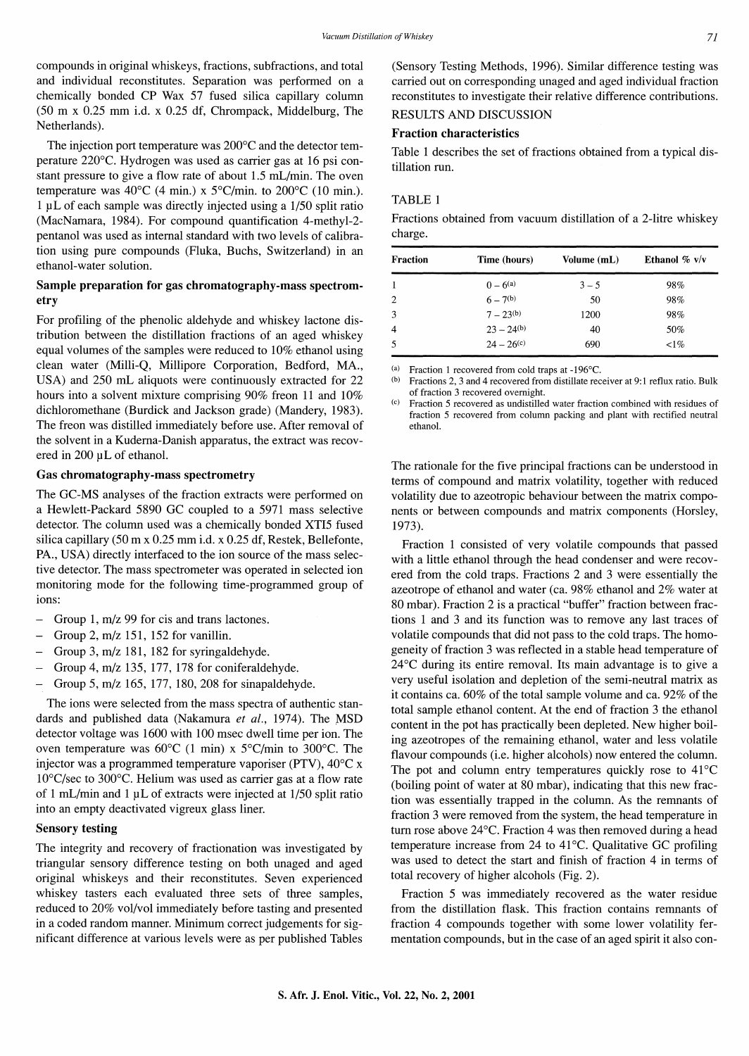compounds in original whiskeys, fractions, subfractions, and total and individual reconstitutes. Separation was performed on a chemically bonded CP Wax 57 fused silica capillary column (50 m x 0.25 mm i.d. x 0.25 df, Chrompack, Middelburg, The Netherlands).

The injection port temperature was 200°C and the detector temperature 220°C. Hydrogen was used as carrier gas at 16 psi constant pressure to give a flow rate of about 1.5 mL/min. The oven temperature was 40°C (4 min.) x 5°C/min. to 200°C (10 min.). 1 µL of each sample was directly injected using a 1/50 split ratio (MacNamara, 1984). For compound quantification 4-methyl-2-pentanol was used as internal standard with two levels of calibration using pure compounds (Fluka, Buchs, Switzerland) in an ethanol-water solution.

### Sample preparation for gas chromatography-mass spectrometry

For profiling of the phenolic aldehyde and whiskey lactone distribution between the distillation fractions of an aged whiskey equal volumes of the samples were reduced to 10% ethanol using clean water (Milli-Q, Millipore Corporation, Bedford, MA., USA) and 250 mL aliquots were continuously extracted for 22 hours into a solvent mixture comprising 90% freon 11 and 10% dichloromethane (Burdick and Jackson grade) (Mandery, 1983). The freon was distilled immediately before use. After removal of the solvent in a Kuderna-Danish apparatus, the extract was recovered in 200 µL of ethanol.

### Gas chromatography-mass spectrometry

The GC-MS analyses of the fraction extracts were performed on a Hewlett-Packard 5890 GC coupled to a 5971 mass selective detector. The column used was a chemically bonded XTI5 fused silica capillary (50 m x 0.25 mm i.d. x 0.25 df, Restek, Bellefonte, PA., USA) directly interfaced to the ion source of the mass selective detector. The mass spectrometer was operated in selected ion monitoring mode for the following time-programmed group of ions:

- Group 1, m/z 99 for cis and trans lactones.
- Group 2, m/z 151, 152 for vanillin.
- Group 3, m/z 181, 182 for syringaldehyde.
- Group 4, m/z 135, 177, 178 for coniferaldehyde.
- Group 5, m/z 165, 177, 180, 208 for sinapaldehyde.

The ions were selected from the mass spectra of authentic standards and published data (Nakamura *et al.*, 1974). The MSD detector voltage was 1600 with 100 msec dwell time per ion. The oven temperature was 60°C (1 min) x 5°C/min to 300°C. The injector was a programmed temperature vaporiser (PTV), 40°C x 10°C/sec to 300°C. Helium was used as carrier gas at a flow rate of 1 mL/min and 1 µL of extracts were injected at 1/50 split ratio into an empty deactivated vigreux glass liner.

### Sensory testing

The integrity and recovery of fractionation was investigated by triangular sensory difference testing on both unaged and aged original whiskeys and their reconstitutes. Seven experienced whiskey tasters each evaluated three sets of three samples, reduced to 20% vol/vol immediately before tasting and presented in a coded random manner. Minimum correct judgements for significant difference at various levels were as per published Tables (Sensory Testing Methods, 1996). Similar difference testing was carried out on corresponding unaged and aged individual fraction reconstitutes to investigate their relative difference contributions.

## RESULTS AND DISCUSSION

### Fraction characteristics

Table 1 describes the set of fractions obtained from a typical distillation run.

TABLE 1

Fractions obtained from vacuum distillation of a 2-litre whiskey charge.

| Fraction | Time (hours) | Volume (mL) | Ethanol % v/v |
|---|---|---|---|
| 1 | 0 – 6[(a)] | 3 – 5 | 98% |
| 2 | 6 – 7[(b)] | 50 | 98% |
| 3 | 7 – 23[(b)] | 1200 | 98% |
| 4 | 23 – 24[(b)] | 40 | 50% |
| 5 | 24 – 26[(c)] | 690 | <1% |

(a) Fraction 1 recovered from cold traps at -196°C.
(b) Fractions 2, 3 and 4 recovered from distillate receiver at 9:1 reflux ratio. Bulk of fraction 3 recovered overnight.
(c) Fraction 5 recovered as undistilled water fraction combined with residues of fraction 5 recovered from column packing and plant with rectified neutral ethanol.

The rationale for the five principal fractions can be understood in terms of compound and matrix volatility, together with reduced volatility due to azeotropic behaviour between the matrix components or between compounds and matrix components (Horsley, 1973).

Fraction 1 consisted of very volatile compounds that passed with a little ethanol through the head condenser and were recovered from the cold traps. Fractions 2 and 3 were essentially the azeotrope of ethanol and water (ca. 98% ethanol and 2% water at 80 mbar). Fraction 2 is a practical "buffer" fraction between fractions 1 and 3 and its function was to remove any last traces of volatile compounds that did not pass to the cold traps. The homogeneity of fraction 3 was reflected in a stable head temperature of 24°C during its entire removal. Its main advantage is to give a very useful isolation and depletion of the semi-neutral matrix as it contains ca. 60% of the total sample volume and ca. 92% of the total sample ethanol content. At the end of fraction 3 the ethanol content in the pot has practically been depleted. New higher boiling azeotropes of the remaining ethanol, water and less volatile flavour compounds (i.e. higher alcohols) now entered the column. The pot and column entry temperatures quickly rose to 41°C (boiling point of water at 80 mbar), indicating that this new fraction was essentially trapped in the column. As the remnants of fraction 3 were removed from the system, the head temperature in turn rose above 24°C. Fraction 4 was then removed during a head temperature increase from 24 to 41°C. Qualitative GC profiling was used to detect the start and finish of fraction 4 in terms of total recovery of higher alcohols (Fig. 2).

Fraction 5 was immediately recovered as the water residue from the distillation flask. This fraction contains remnants of fraction 4 compounds together with some lower volatility fermentation compounds, but in the case of an aged spirit it also con-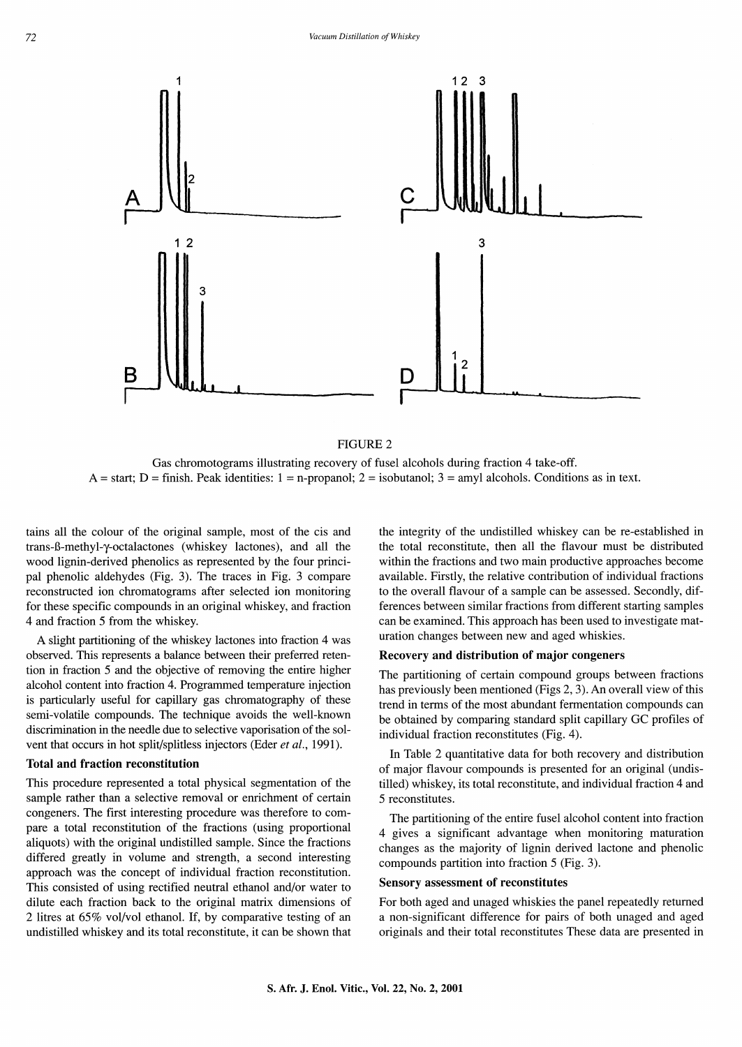FIGURE 2

Gas chromotograms illustrating recovery of fusel alcohols during fraction 4 take-off.
A = start; D = finish. Peak identities: 1 = n-propanol; 2 = isobutanol; 3 = amyl alcohols. Conditions as in text.

tains all the colour of the original sample, most of the cis and trans-ß-methyl-γ-octalactones (whiskey lactones), and all the wood lignin-derived phenolics as represented by the four principal phenolic aldehydes (Fig. 3). The traces in Fig. 3 compare reconstructed ion chromatograms after selected ion monitoring for these specific compounds in an original whiskey, and fraction 4 and fraction 5 from the whiskey.

A slight partitioning of the whiskey lactones into fraction 4 was observed. This represents a balance between their preferred retention in fraction 5 and the objective of removing the entire higher alcohol content into fraction 4. Programmed temperature injection is particularly useful for capillary gas chromatography of these semi-volatile compounds. The technique avoids the well-known discrimination in the needle due to selective vaporisation of the solvent that occurs in hot split/splitless injectors (Eder *et al.*, 1991).

### Total and fraction reconstitution

This procedure represented a total physical segmentation of the sample rather than a selective removal or enrichment of certain congeners. The first interesting procedure was therefore to compare a total reconstitution of the fractions (using proportional aliquots) with the original undistilled sample. Since the fractions differed greatly in volume and strength, a second interesting approach was the concept of individual fraction reconstitution. This consisted of using rectified neutral ethanol and/or water to dilute each fraction back to the original matrix dimensions of 2 litres at 65% vol/vol ethanol. If, by comparative testing of an undistilled whiskey and its total reconstitute, it can be shown that the integrity of the undistilled whiskey can be re-established in the total reconstitute, then all the flavour must be distributed within the fractions and two main productive approaches become available. Firstly, the relative contribution of individual fractions to the overall flavour of a sample can be assessed. Secondly, differences between similar fractions from different starting samples can be examined. This approach has been used to investigate maturation changes between new and aged whiskies.

### Recovery and distribution of major congeners

The partitioning of certain compound groups between fractions has previously been mentioned (Figs 2, 3). An overall view of this trend in terms of the most abundant fermentation compounds can be obtained by comparing standard split capillary GC profiles of individual fraction reconstitutes (Fig. 4).

In Table 2 quantitative data for both recovery and distribution of major flavour compounds is presented for an original (undistilled) whiskey, its total reconstitute, and individual fraction 4 and 5 reconstitutes.

The partitioning of the entire fusel alcohol content into fraction 4 gives a significant advantage when monitoring maturation changes as the majority of lignin derived lactone and phenolic compounds partition into fraction 5 (Fig. 3).

### Sensory assessment of reconstitutes

For both aged and unaged whiskies the panel repeatedly returned a non-significant difference for pairs of both unaged and aged originals and their total reconstitutes These data are presented in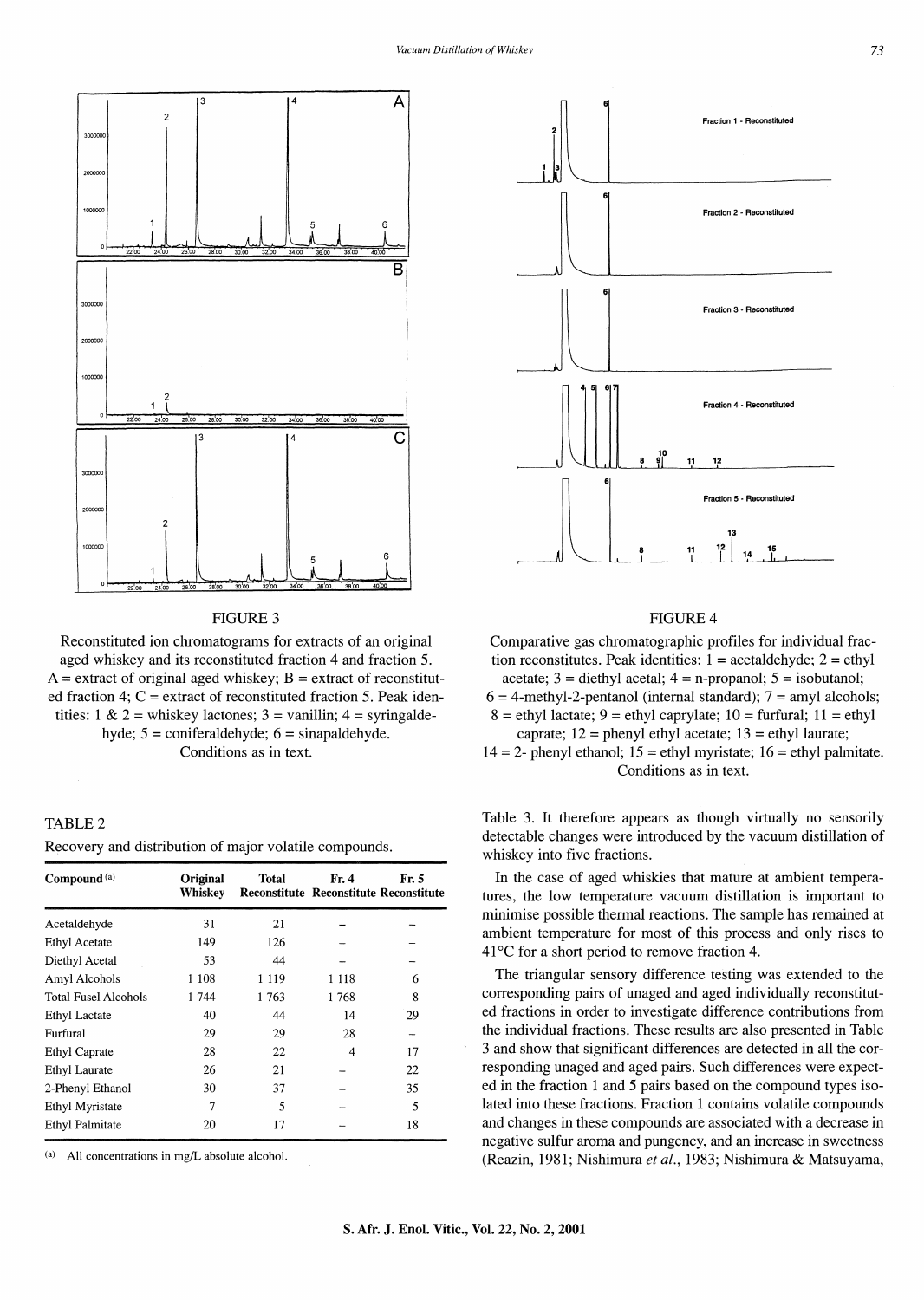FIGURE 3

Reconstituted ion chromatograms for extracts of an original aged whiskey and its reconstituted fraction 4 and fraction 5. A = extract of original aged whiskey; B = extract of reconstituted fraction 4; C = extract of reconstituted fraction 5. Peak identities: 1 & 2 = whiskey lactones; 3 = vanillin; 4 = syringaldehyde; 5 = coniferaldehyde; 6 = sinapaldehyde. Conditions as in text.

FIGURE 4

Comparative gas chromatographic profiles for individual fraction reconstitutes. Peak identities: 1 = acetaldehyde; 2 = ethyl acetate; 3 = diethyl acetal; 4 = n-propanol; 5 = isobutanol; 6 = 4-methyl-2-pentanol (internal standard); 7 = amyl alcohols; 8 = ethyl lactate; 9 = ethyl caprylate; 10 = furfural; 11 = ethyl caprate; 12 = phenyl ethyl acetate; 13 = ethyl laurate; 14 = 2- phenyl ethanol; 15 = ethyl myristate; 16 = ethyl palmitate. Conditions as in text.

TABLE 2

Recovery and distribution of major volatile compounds.

| Compound [(a)] | Original Whiskey | Total Reconstitute | Fr. 4 Reconstitute | Fr. 5 Reconstitute |
|---|---|---|---|---|
| Acetaldehyde | 31 | 21 | – | – |
| Ethyl Acetate | 149 | 126 | – | – |
| Diethyl Acetal | 53 | 44 | – | – |
| Amyl Alcohols | 1 108 | 1 119 | 1 118 | 6 |
| Total Fusel Alcohols | 1 744 | 1 763 | 1 768 | 8 |
| Ethyl Lactate | 40 | 44 | 14 | 29 |
| Furfural | 29 | 29 | 28 | – |
| Ethyl Caprate | 28 | 22 | 4 | 17 |
| Ethyl Laurate | 26 | 21 | – | 22 |
| 2-Phenyl Ethanol | 30 | 37 | – | 35 |
| Ethyl Myristate | 7 | 5 | – | 5 |
| Ethyl Palmitate | 20 | 17 | – | 18 |

[(a)] All concentrations in mg/L absolute alcohol.

Table 3. It therefore appears as though virtually no sensorily detectable changes were introduced by the vacuum distillation of whiskey into five fractions.

In the case of aged whiskies that mature at ambient temperatures, the low temperature vacuum distillation is important to minimise possible thermal reactions. The sample has remained at ambient temperature for most of this process and only rises to 41°C for a short period to remove fraction 4.

The triangular sensory difference testing was extended to the corresponding pairs of unaged and aged individually reconstituted fractions in order to investigate difference contributions from the individual fractions. These results are also presented in Table 3 and show that significant differences are detected in all the corresponding unaged and aged pairs. Such differences were expected in the fraction 1 and 5 pairs based on the compound types isolated into these fractions. Fraction 1 contains volatile compounds and changes in these compounds are associated with a decrease in negative sulfur aroma and pungency, and an increase in sweetness (Reazin, 1981; Nishimura *et al.*, 1983; Nishimura & Matsuyama,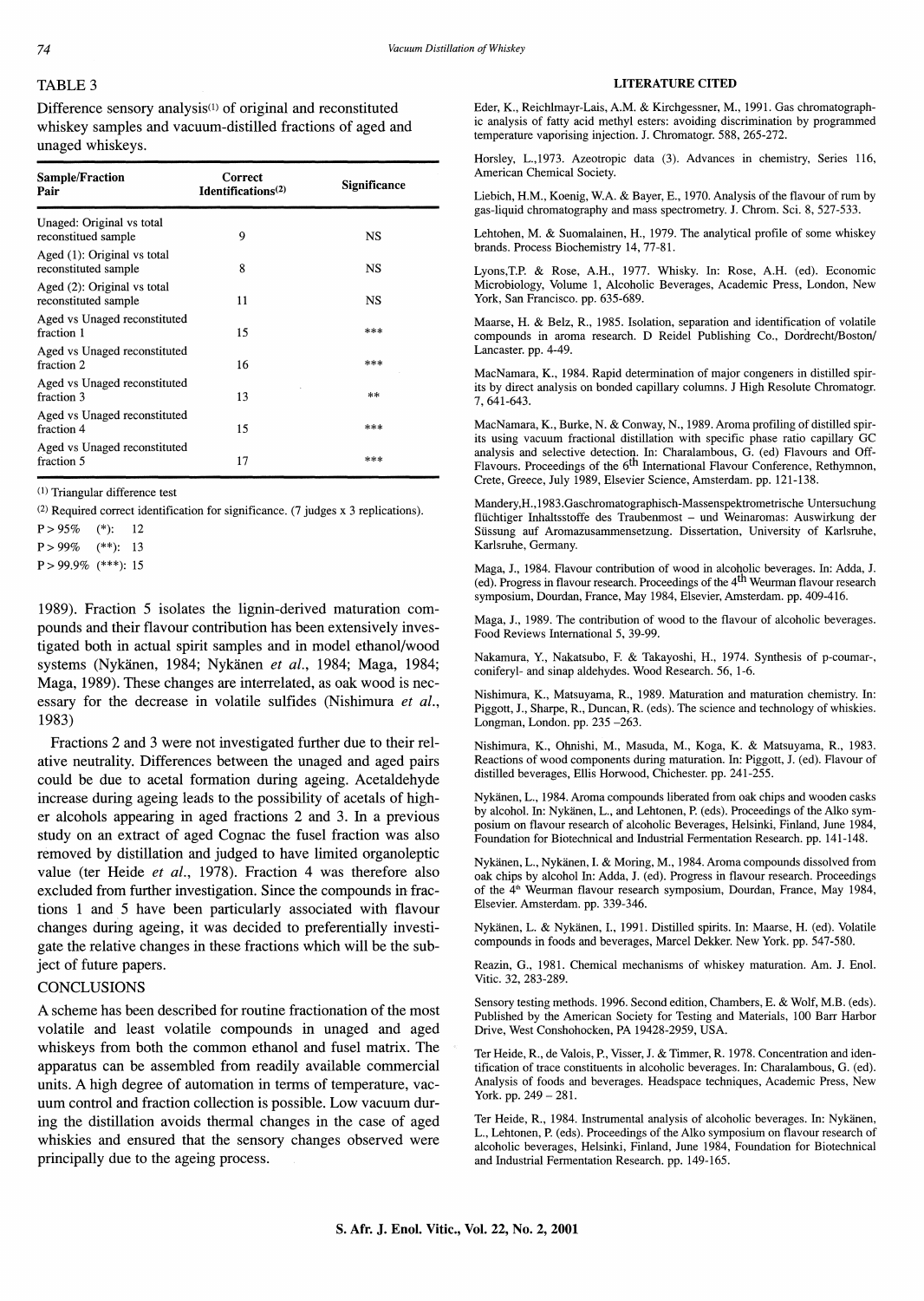TABLE 3

Difference sensory analysis[(1)] of original and reconstituted whiskey samples and vacuum-distilled fractions of aged and unaged whiskeys.

| Sample/Fraction Pair | Correct Identifications[(2)] | Significance |
|---|---|---|
| Unaged: Original vs total reconstitued sample | 9 | NS |
| Aged (1): Original vs total reconstituted sample | 8 | NS |
| Aged (2): Original vs total reconstituted sample | 11 | NS |
| Aged vs Unaged reconstituted fraction 1 | 15 | *** |
| Aged vs Unaged reconstituted fraction 2 | 16 | *** |
| Aged vs Unaged reconstituted fraction 3 | 13 | ** |
| Aged vs Unaged reconstituted fraction 4 | 15 | *** |
| Aged vs Unaged reconstituted fraction 5 | 17 | *** |

(1) Triangular difference test

(2) Required correct identification for significance. (7 judges x 3 replications).

P > 95% (*): 12

P > 99% (**): 13

P > 99.9% (***): 15

1989). Fraction 5 isolates the lignin-derived maturation compounds and their flavour contribution has been extensively investigated both in actual spirit samples and in model ethanol/wood systems (Nykänen, 1984; Nykänen *et al.*, 1984; Maga, 1984; Maga, 1989). These changes are interrelated, as oak wood is necessary for the decrease in volatile sulfides (Nishimura *et al.*, 1983)

Fractions 2 and 3 were not investigated further due to their relative neutrality. Differences between the unaged and aged pairs could be due to acetal formation during ageing. Acetaldehyde increase during ageing leads to the possibility of acetals of higher alcohols appearing in aged fractions 2 and 3. In a previous study on an extract of aged Cognac the fusel fraction was also removed by distillation and judged to have limited organoleptic value (ter Heide *et al.*, 1978). Fraction 4 was therefore also excluded from further investigation. Since the compounds in fractions 1 and 5 have been particularly associated with flavour changes during ageing, it was decided to preferentially investigate the relative changes in these fractions which will be the subject of future papers.

## CONCLUSIONS

A scheme has been described for routine fractionation of the most volatile and least volatile compounds in unaged and aged whiskeys from both the common ethanol and fusel matrix. The apparatus can be assembled from readily available commercial units. A high degree of automation in terms of temperature, vacuum control and fraction collection is possible. Low vacuum during the distillation avoids thermal changes in the case of aged whiskies and ensured that the sensory changes observed were principally due to the ageing process.

## LITERATURE CITED

Eder, K., Reichlmayr-Lais, A.M. & Kirchgessner, M., 1991. Gas chromatographic analysis of fatty acid methyl esters: avoiding discrimination by programmed temperature vaporising injection. J. Chromatogr. 588, 265-272.

Horsley, L.,1973. Azeotropic data (3). Advances in chemistry, Series 116, American Chemical Society.

Liebich, H.M., Koenig, W.A. & Bayer, E., 1970. Analysis of the flavour of rum by gas-liquid chromatography and mass spectrometry. J. Chrom. Sci. 8, 527-533.

Lehtohen, M. & Suomalainen, H., 1979. The analytical profile of some whiskey brands. Process Biochemistry 14, 77-81.

Lyons,T.P. & Rose, A.H., 1977. Whisky. In: Rose, A.H. (ed). Economic Microbiology, Volume 1, Alcoholic Beverages, Academic Press, London, New York, San Francisco. pp. 635-689.

Maarse, H. & Belz, R., 1985. Isolation, separation and identification of volatile compounds in aroma research. D Reidel Publishing Co., Dordrecht/Boston/Lancaster. pp. 4-49.

MacNamara, K., 1984. Rapid determination of major congeners in distilled spirits by direct analysis on bonded capillary columns. J High Resolute Chromatogr. 7, 641-643.

MacNamara, K., Burke, N. & Conway, N., 1989. Aroma profiling of distilled spirits using vacuum fractional distillation with specific phase ratio capillary GC analysis and selective detection. In: Charalambous, G. (ed) Flavours and Off-Flavours. Proceedings of the 6[th] International Flavour Conference, Rethymnon, Crete, Greece, July 1989, Elsevier Science, Amsterdam. pp. 121-138.

Mandery,H.,1983.Gaschromatographisch-Massenspektrometrische Untersuchung flüchtiger Inhaltsstoffe des Traubenmost – und Weinaromas: Auswirkung der Süssung auf Aromazusammensetzung. Dissertation, University of Karlsruhe, Karlsruhe, Germany.

Maga, J., 1984. Flavour contribution of wood in alcoholic beverages. In: Adda, J. (ed). Progress in flavour research. Proceedings of the 4[th] Weurman flavour research symposium, Dourdan, France, May 1984, Elsevier, Amsterdam. pp. 409-416.

Maga, J., 1989. The contribution of wood to the flavour of alcoholic beverages. Food Reviews International 5, 39-99.

Nakamura, Y., Nakatsubo, F. & Takayoshi, H., 1974. Synthesis of p-coumar-, coniferyl- and sinap aldehydes. Wood Research. 56, 1-6.

Nishimura, K., Matsuyama, R., 1989. Maturation and maturation chemistry. In: Piggott, J., Sharpe, R., Duncan, R. (eds). The science and technology of whiskies. Longman, London. pp. 235 –263.

Nishimura, K., Ohnishi, M., Masuda, M., Koga, K. & Matsuyama, R., 1983. Reactions of wood components during maturation. In: Piggott, J. (ed). Flavour of distilled beverages, Ellis Horwood, Chichester. pp. 241-255.

Nykänen, L., 1984. Aroma compounds liberated from oak chips and wooden casks by alcohol. In: Nykänen, L., and Lehtonen, P. (eds). Proceedings of the Alko symposium on flavour research of alcoholic Beverages, Helsinki, Finland, June 1984, Foundation for Biotechnical and Industrial Fermentation Research. pp. 141-148.

Nykänen, L., Nykänen, I. & Moring, M., 1984. Aroma compounds dissolved from oak chips by alcohol In: Adda, J. (ed). Progress in flavour research. Proceedings of the 4[th] Weurman flavour research symposium, Dourdan, France, May 1984, Elsevier. Amsterdam. pp. 339-346.

Nykänen, L. & Nykänen, I., 1991. Distilled spirits. In: Maarse, H. (ed). Volatile compounds in foods and beverages, Marcel Dekker. New York. pp. 547-580.

Reazin, G., 1981. Chemical mechanisms of whiskey maturation. Am. J. Enol. Vitic. 32, 283-289.

Sensory testing methods. 1996. Second edition, Chambers, E. & Wolf, M.B. (eds). Published by the American Society for Testing and Materials, 100 Barr Harbor Drive, West Conshohocken, PA 19428-2959, USA.

Ter Heide, R., de Valois, P., Visser, J. & Timmer, R. 1978. Concentration and identification of trace constituents in alcoholic beverages. In: Charalambous, G. (ed). Analysis of foods and beverages. Headspace techniques, Academic Press, New York. pp. 249 – 281.

Ter Heide, R., 1984. Instrumental analysis of alcoholic beverages. In: Nykänen, L., Lehtonen, P. (eds). Proceedings of the Alko symposium on flavour research of alcoholic beverages, Helsinki, Finland, June 1984, Foundation for Biotechnical and Industrial Fermentation Research. pp. 149-165.